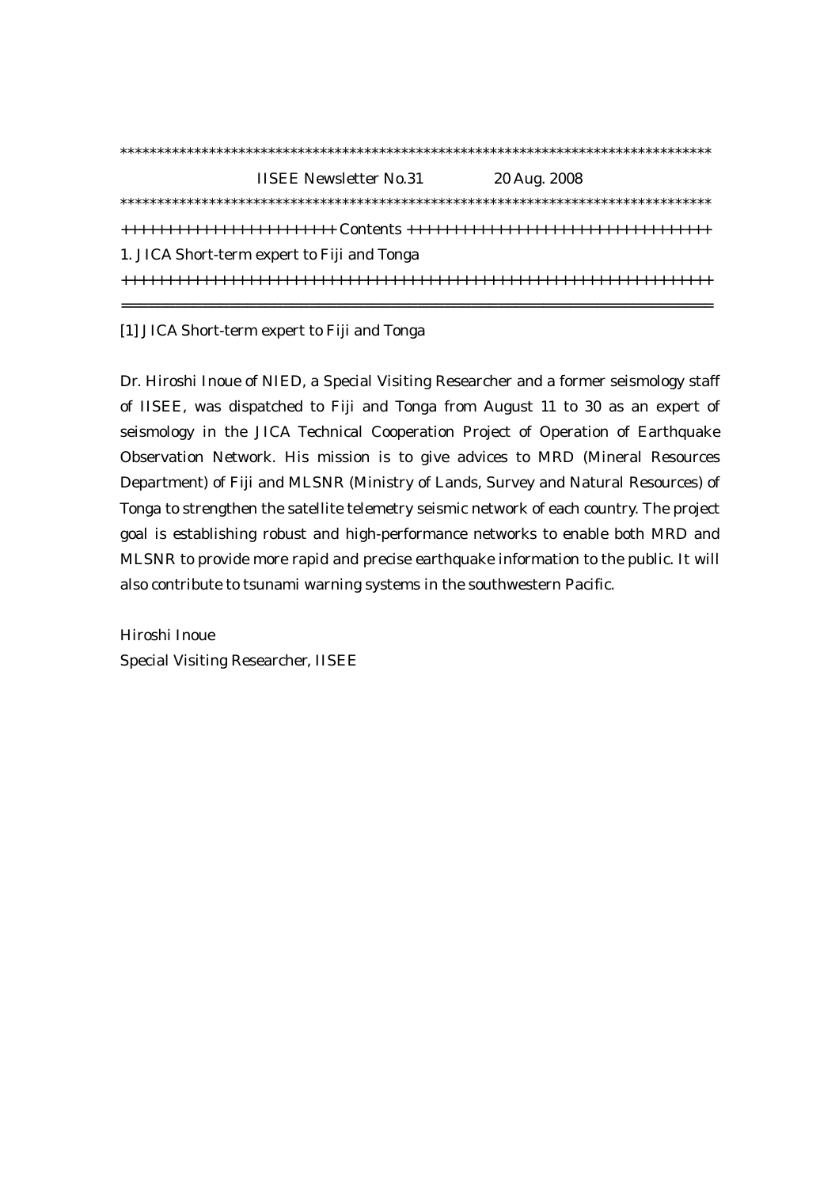IISEE Newsletter No.31 20 Aug. 2008

## Contents

1. JICA Short-term expert to Fiji and Tonga

---

## [1] JICA Short-term expert to Fiji and Tonga

Dr. Hiroshi Inoue of NIED, a Special Visiting Researcher and a former seismology staff of IISEE, was dispatched to Fiji and Tonga from August 11 to 30 as an expert of seismology in the JICA Technical Cooperation Project of Operation of Earthquake Observation Network. His mission is to give advices to MRD (Mineral Resources Department) of Fiji and MLSNR (Ministry of Lands, Survey and Natural Resources) of Tonga to strengthen the satellite telemetry seismic network of each country. The project goal is establishing robust and high-performance networks to enable both MRD and MLSNR to provide more rapid and precise earthquake information to the public. It will also contribute to tsunami warning systems in the southwestern Pacific.

Hiroshi Inoue
Special Visiting Researcher, IISEE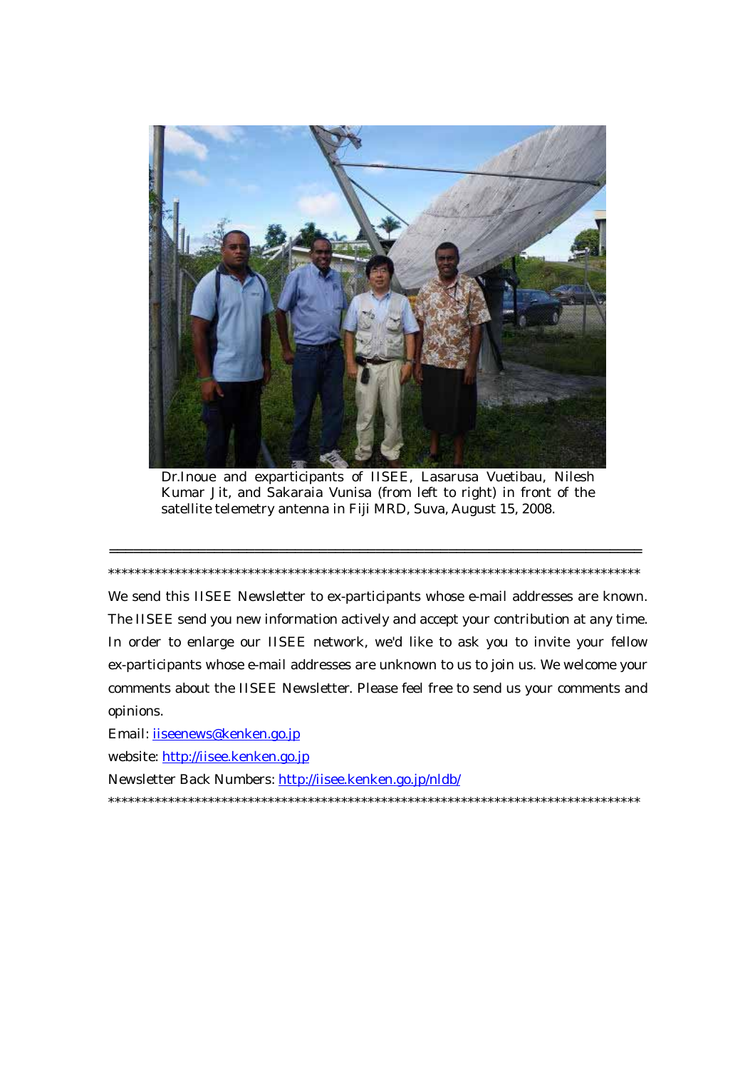Dr.Inoue and exparticipants of IISEE, Lasarusa Vuetibau, Nilesh Kumar Jit, and Sakaraia Vunisa (from left to right) in front of the satellite telemetry antenna in Fiji MRD, Suva, August 15, 2008.

---

************************************************************************************

We send this IISEE Newsletter to ex-participants whose e-mail addresses are known. The IISEE send you new information actively and accept your contribution at any time. In order to enlarge our IISEE network, we'd like to ask you to invite your fellow ex-participants whose e-mail addresses are unknown to us to join us. We welcome your comments about the IISEE Newsletter. Please feel free to send us your comments and opinions.

Email: iiseenews@kenken.go.jp

website: http://iisee.kenken.go.jp

Newsletter Back Numbers: http://iisee.kenken.go.jp/nldb/

************************************************************************************